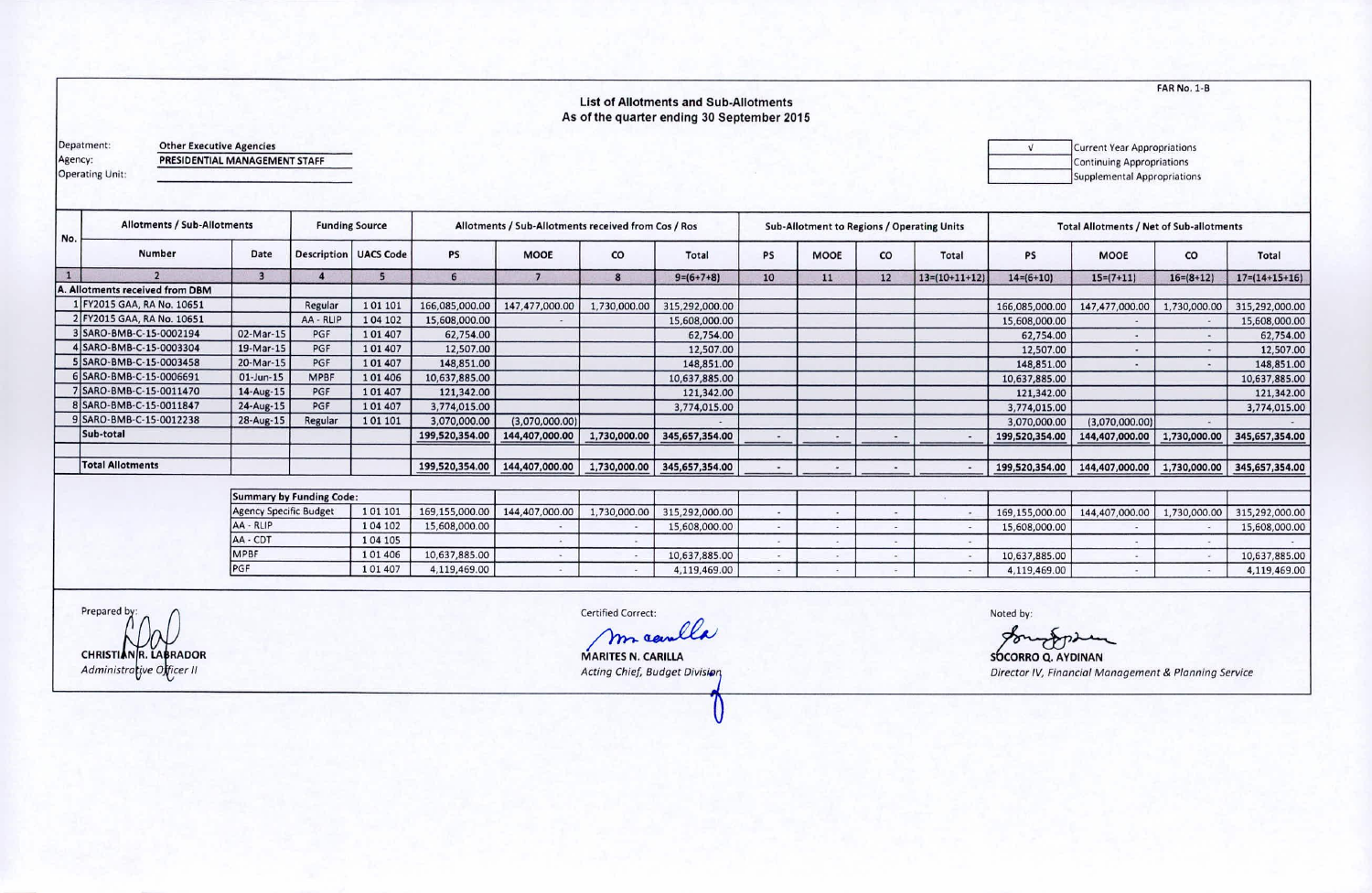FAR No. 1-B

# List of Allotments and Sub-Allotments
## As of the quarter ending 30 September 2015

Depatment: **Other Executive Agencies**
Agency: **PRESIDENTIAL MANAGEMENT STAFF**
Operating Unit:

| | |
|---|---|
| √ | Current Year Appropriations |
| | Continuing Appropriations |
| | Supplemental Appropriations |

| No. | Allotments / Sub-Allotments | | Funding Source | | Allotments / Sub-Allotments received from Cos / Ros | | | | Sub-Allotment to Regions / Operating Units | | | | Total Allotments / Net of Sub-allotments | | | |
|---|---|---|---|---|---|---|---|---|---|---|---|---|---|---|---|---|
| | Number | Date | Description | UACS Code | PS | MOOE | CO | Total | PS | MOOE | CO | Total | PS | MOOE | CO | Total |
| 1 | 2 | 3 | 4 | 5 | 6 | 7 | 8 | 9=(6+7+8) | 10 | 11 | 12 | 13=(10+11+12) | 14=(6+10) | 15=(7+11) | 16=(8+12) | 17=(14+15+16) |
| A. Allotments received from DBM | | | | | | | | | | | | | | | | |
| 1 | FY2015 GAA, RA No. 10651 | | Regular | 101 101 | 166,085,000.00 | 147,477,000.00 | 1,730,000.00 | 315,292,000.00 | | | | | 166,085,000.00 | 147,477,000.00 | 1,730,000.00 | 315,292,000.00 |
| 2 | FY2015 GAA, RA No. 10651 | | AA - RLIP | 104 102 | 15,608,000.00 | - | | 15,608,000.00 | | | | | 15,608,000.00 | - | - | 15,608,000.00 |
| 3 | SARO-BMB-C-15-0002194 | 02-Mar-15 | PGF | 101 407 | 62,754.00 | | | 62,754.00 | | | | | 62,754.00 | - | - | 62,754.00 |
| 4 | SARO-BMB-C-15-0003304 | 19-Mar-15 | PGF | 101 407 | 12,507.00 | | | 12,507.00 | | | | | 12,507.00 | - | - | 12,507.00 |
| 5 | SARO-BMB-C-15-0003458 | 20-Mar-15 | PGF | 101 407 | 148,851.00 | | | 148,851.00 | | | | | 148,851.00 | - | - | 148,851.00 |
| 6 | SARO-BMB-C-15-0006691 | 01-Jun-15 | MPBF | 101 406 | 10,637,885.00 | | | 10,637,885.00 | | | | | 10,637,885.00 | | | 10,637,885.00 |
| 7 | SARO-BMB-C-15-0011470 | 14-Aug-15 | PGF | 101 407 | 121,342.00 | | | 121,342.00 | | | | | 121,342.00 | | | 121,342.00 |
| 8 | SARO-BMB-C-15-0011847 | 24-Aug-15 | PGF | 101 407 | 3,774,015.00 | | | 3,774,015.00 | | | | | 3,774,015.00 | | | 3,774,015.00 |
| 9 | SARO-BMB-C-15-0012238 | 28-Aug-15 | Regular | 101 101 | 3,070,000.00 | (3,070,000.00) | | - | | | | | 3,070,000.00 | (3,070,000.00) | - | - |
| | Sub-total | | | | 199,520,354.00 | 144,407,000.00 | 1,730,000.00 | 345,657,354.00 | - | - | - | - | 199,520,354.00 | 144,407,000.00 | 1,730,000.00 | 345,657,354.00 |
| | | | | | | | | | | | | | | | | |
| | Total Allotments | | | | 199,520,354.00 | 144,407,000.00 | 1,730,000.00 | 345,657,354.00 | - | - | - | - | 199,520,354.00 | 144,407,000.00 | 1,730,000.00 | 345,657,354.00 |
| | | | | | | | | | | | | | | | | |
| | | Summary by Funding Code: | | | | | | | | | | | | | | |
| | | Agency Specific Budget | | 101 101 | 169,155,000.00 | 144,407,000.00 | 1,730,000.00 | 315,292,000.00 | - | - | - | - | 169,155,000.00 | 144,407,000.00 | 1,730,000.00 | 315,292,000.00 |
| | | AA - RLIP | | 104 102 | 15,608,000.00 | - | - | 15,608,000.00 | - | - | - | - | 15,608,000.00 | - | - | 15,608,000.00 |
| | | AA - CDT | | 104 105 | | - | - | | - | - | - | - | | - | - | - |
| | | MPBF | | 101 406 | 10,637,885.00 | - | - | 10,637,885.00 | - | - | - | - | 10,637,885.00 | - | - | 10,637,885.00 |
| | | PGF | | 101 407 | 4,119,469.00 | - | - | 4,119,469.00 | - | - | - | - | 4,119,469.00 | - | - | 4,119,469.00 |

Prepared by:

**CHRISTIAN R. LABRADOR**
*Administrative Officer II*

Certified Correct:

**MARITES N. CARILLA**
*Acting Chief, Budget Division*

Noted by:

**SOCORRO Q. AYDINAN**
*Director IV, Financial Management & Planning Service*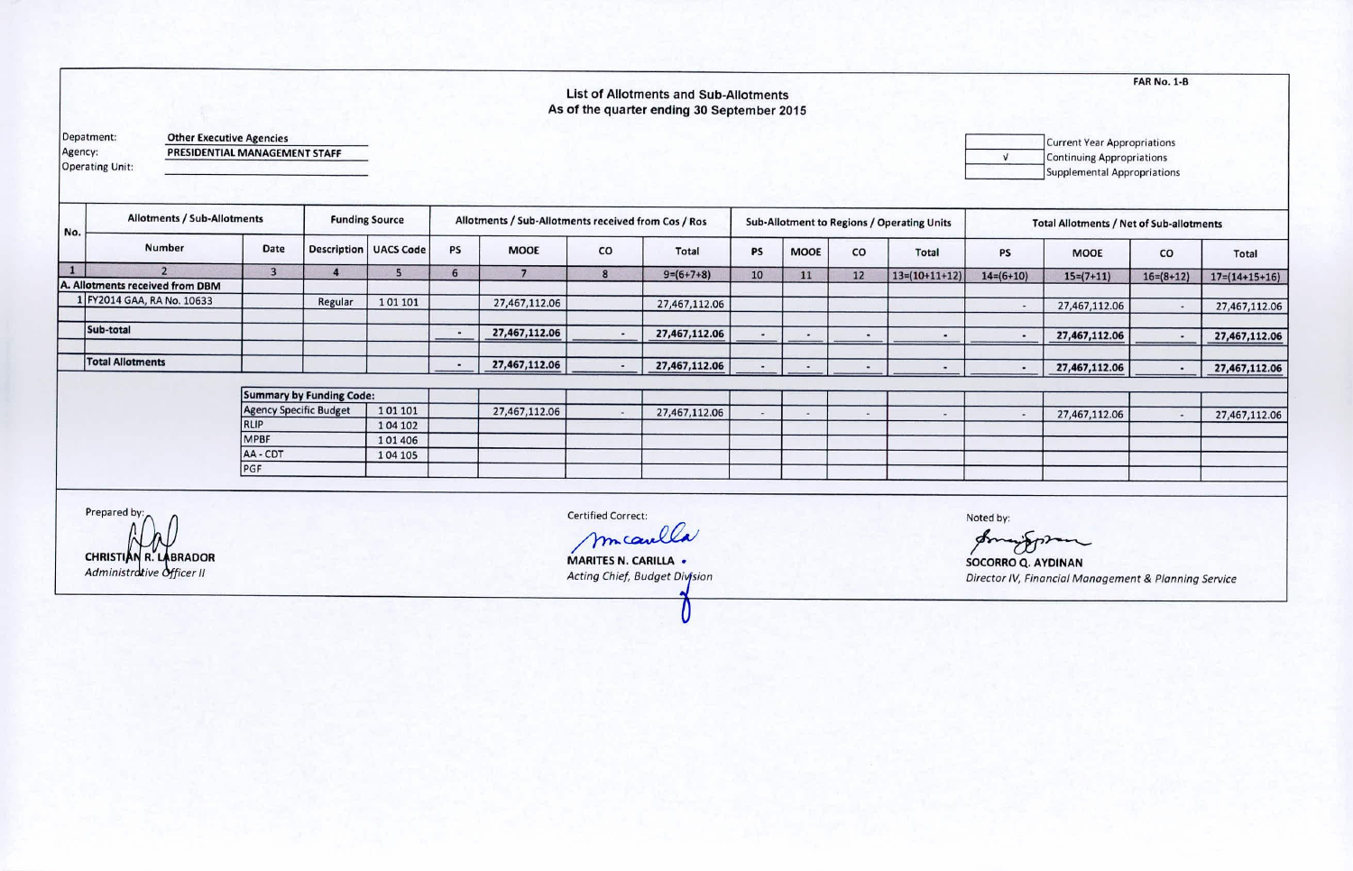FAR No. 1-B

## List of Allotments and Sub-Allotments
### As of the quarter ending 30 September 2015

Depatment: **Other Executive Agencies**
Agency: **PRESIDENTIAL MANAGEMENT STAFF**
Operating Unit:

| | |
|---|---|
| | Current Year Appropriations |
| √ | Continuing Appropriations |
| | Supplemental Appropriations |

| No. | Allotments / Sub-Allotments | | Funding Source | | Allotments / Sub-Allotments received from Cos / Ros | | | | Sub-Allotment to Regions / Operating Units | | | | Total Allotments / Net of Sub-allotments | | | |
|---|---|---|---|---|---|---|---|---|---|---|---|---|---|---|---|---|
| | Number | Date | Description | UACS Code | PS | MOOE | CO | Total | PS | MOOE | CO | Total | PS | MOOE | CO | Total |
| 1 | 2 | 3 | 4 | 5 | 6 | 7 | 8 | 9=(6+7+8) | 10 | 11 | 12 | 13=(10+11+12) | 14=(6+10) | 15=(7+11) | 16=(8+12) | 17=(14+15+16) |
| **A. Allotments received from DBM** | | | | | | | | | | | | | | | | |
| 1 | FY2014 GAA, RA No. 10633 | | Regular | 101 101 | | 27,467,112.06 | | 27,467,112.06 | | | | | - | 27,467,112.06 | - | 27,467,112.06 |
| | **Sub-total** | | | | - | **27,467,112.06** | - | **27,467,112.06** | - | - | - | - | - | **27,467,112.06** | - | **27,467,112.06** |
| | **Total Allotments** | | | | - | **27,467,112.06** | - | **27,467,112.06** | - | - | - | - | - | **27,467,112.06** | - | **27,467,112.06** |
| | | **Summary by Funding Code:** | | | | | | | | | | | | | | |
| | | Agency Specific Budget | | 101 101 | | 27,467,112.06 | - | 27,467,112.06 | - | - | - | - | - | 27,467,112.06 | - | 27,467,112.06 |
| | | RLIP | | 104 102 | | | | | | | | | | | | |
| | | MPBF | | 101 406 | | | | | | | | | | | | |
| | | AA - CDT | | 104 105 | | | | | | | | | | | | |
| | | PGF | | | | | | | | | | | | | | |

Prepared by:

**CHRISTIAN R. LABRADOR**
*Administrative Officer II*

Certified Correct:

**MARITES N. CARILLA**
*Acting Chief, Budget Division*

Noted by:

**SOCORRO Q. AYDINAN**
*Director IV, Financial Management & Planning Service*